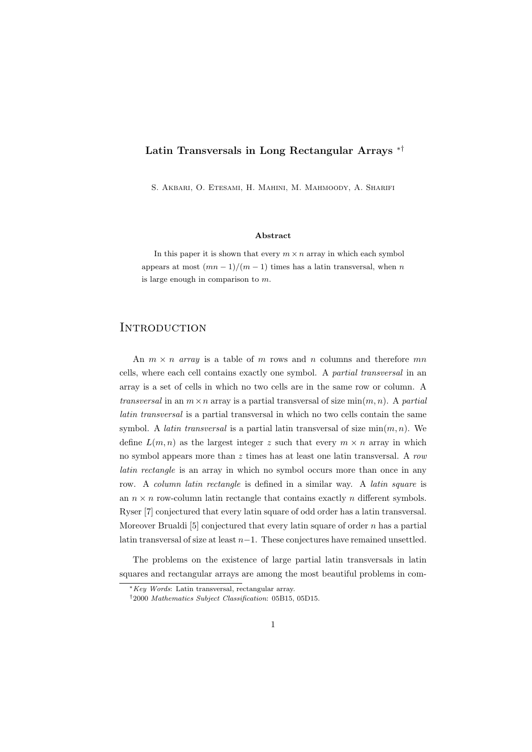# Latin Transversals in Long Rectangular Arrays [*,†]

S. Akbari, O. Etesami, H. Mahini, M. Mahmoody, A. Sharifi

**Abstract**

In this paper it is shown that every $m \times n$ array in which each symbol appears at most $(mn-1)/(m-1)$ times has a latin transversal, when $n$ is large enough in comparison to $m$.

## Introduction

An $m \times n$ *array* is a table of $m$ rows and $n$ columns and therefore $mn$ cells, where each cell contains exactly one symbol. A *partial transversal* in an array is a set of cells in which no two cells are in the same row or column. A *transversal* in an $m \times n$ array is a partial transversal of size $\min(m, n)$. A *partial latin transversal* is a partial transversal in which no two cells contain the same symbol. A *latin transversal* is a partial latin transversal of size $\min(m, n)$. We define $L(m, n)$ as the largest integer $z$ such that every $m \times n$ array in which no symbol appears more than $z$ times has at least one latin transversal. A *row latin rectangle* is an array in which no symbol occurs more than once in any row. A *column latin rectangle* is defined in a similar way. A *latin square* is an $n \times n$ row-column latin rectangle that contains exactly $n$ different symbols. Ryser [7] conjectured that every latin square of odd order has a latin transversal. Moreover Brualdi [5] conjectured that every latin square of order $n$ has a partial latin transversal of size at least $n-1$. These conjectures have remained unsettled.

The problems on the existence of large partial latin transversals in latin squares and rectangular arrays are among the most beautiful problems in com-

---

[*] *Key Words*: Latin transversal, rectangular array.

[†] 2000 *Mathematics Subject Classification*: 05B15, 05D15.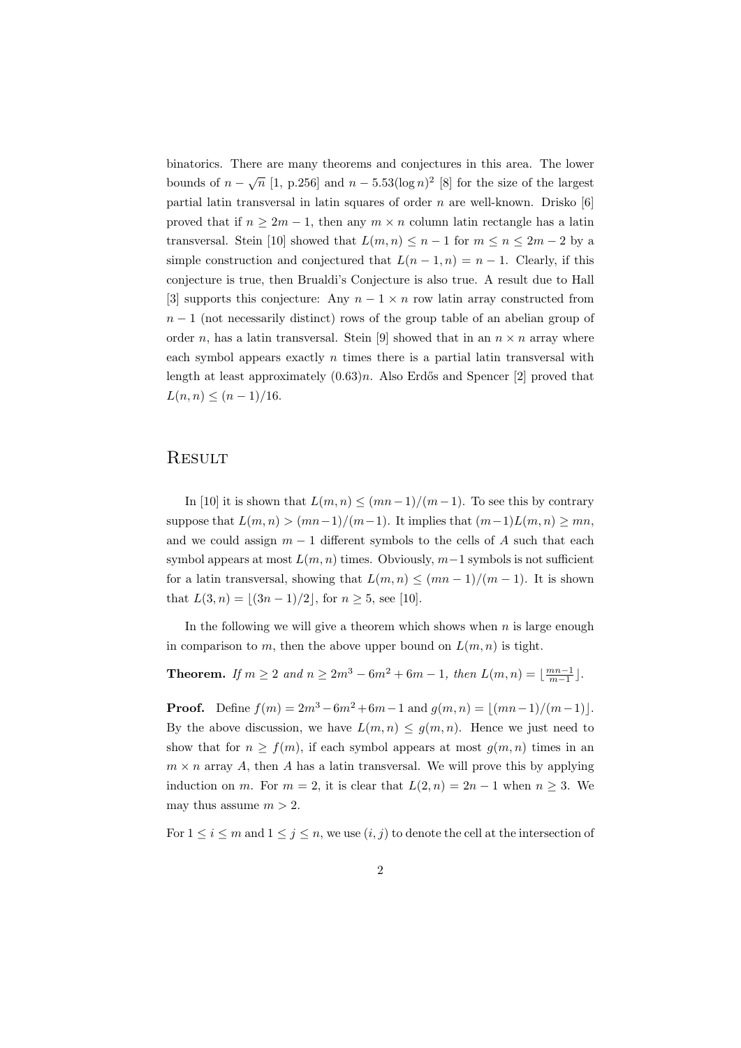binatorics. There are many theorems and conjectures in this area. The lower bounds of $n - \sqrt{n}$ [1, p.256] and $n - 5.53(\log n)^2$ [8] for the size of the largest partial latin transversal in latin squares of order $n$ are well-known. Drisko [6] proved that if $n \geq 2m - 1$, then any $m \times n$ column latin rectangle has a latin transversal. Stein [10] showed that $L(m, n) \leq n - 1$ for $m \leq n \leq 2m - 2$ by a simple construction and conjectured that $L(n - 1, n) = n - 1$. Clearly, if this conjecture is true, then Brualdi's Conjecture is also true. A result due to Hall [3] supports this conjecture: Any $n - 1 \times n$ row latin array constructed from $n - 1$ (not necessarily distinct) rows of the group table of an abelian group of order $n$, has a latin transversal. Stein [9] showed that in an $n \times n$ array where each symbol appears exactly $n$ times there is a partial latin transversal with length at least approximately $(0.63)n$. Also Erdős and Spencer [2] proved that $L(n, n) \leq (n - 1)/16$.

## Result

In [10] it is shown that $L(m, n) \leq (mn - 1)/(m - 1)$. To see this by contrary suppose that $L(m, n) > (mn - 1)/(m - 1)$. It implies that $(m - 1)L(m, n) \geq mn$, and we could assign $m - 1$ different symbols to the cells of $A$ such that each symbol appears at most $L(m, n)$ times. Obviously, $m - 1$ symbols is not sufficient for a latin transversal, showing that $L(m, n) \leq (mn - 1)/(m - 1)$. It is shown that $L(3, n) = \lfloor (3n - 1)/2 \rfloor$, for $n \geq 5$, see [10].

In the following we will give a theorem which shows when $n$ is large enough in comparison to $m$, then the above upper bound on $L(m, n)$ is tight.

**Theorem.** *If $m \geq 2$ and $n \geq 2m^3 - 6m^2 + 6m - 1$, then $L(m, n) = \lfloor \frac{mn-1}{m-1} \rfloor$.*

**Proof.** Define $f(m) = 2m^3 - 6m^2 + 6m - 1$ and $g(m, n) = \lfloor (mn - 1)/(m - 1) \rfloor$. By the above discussion, we have $L(m, n) \leq g(m, n)$. Hence we just need to show that for $n \geq f(m)$, if each symbol appears at most $g(m, n)$ times in an $m \times n$ array $A$, then $A$ has a latin transversal. We will prove this by applying induction on $m$. For $m = 2$, it is clear that $L(2, n) = 2n - 1$ when $n \geq 3$. We may thus assume $m > 2$.

For $1 \leq i \leq m$ and $1 \leq j \leq n$, we use $(i, j)$ to denote the cell at the intersection of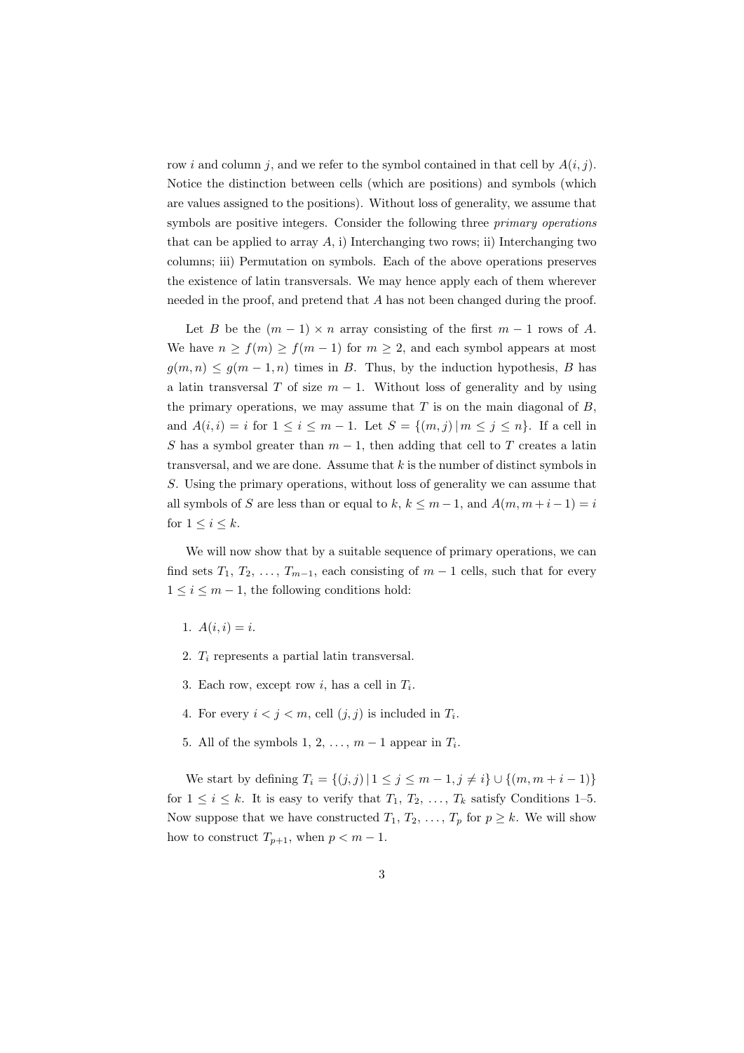row $i$ and column $j$, and we refer to the symbol contained in that cell by $A(i, j)$. Notice the distinction between cells (which are positions) and symbols (which are values assigned to the positions). Without loss of generality, we assume that symbols are positive integers. Consider the following three *primary operations* that can be applied to array $A$, i) Interchanging two rows; ii) Interchanging two columns; iii) Permutation on symbols. Each of the above operations preserves the existence of latin transversals. We may hence apply each of them wherever needed in the proof, and pretend that $A$ has not been changed during the proof.

Let $B$ be the $(m-1) \times n$ array consisting of the first $m-1$ rows of $A$. We have $n \geq f(m) \geq f(m-1)$ for $m \geq 2$, and each symbol appears at most $g(m, n) \leq g(m-1, n)$ times in $B$. Thus, by the induction hypothesis, $B$ has a latin transversal $T$ of size $m-1$. Without loss of generality and by using the primary operations, we may assume that $T$ is on the main diagonal of $B$, and $A(i, i) = i$ for $1 \leq i \leq m-1$. Let $S = \{(m, j) \,|\, m \leq j \leq n\}$. If a cell in $S$ has a symbol greater than $m-1$, then adding that cell to $T$ creates a latin transversal, and we are done. Assume that $k$ is the number of distinct symbols in $S$. Using the primary operations, without loss of generality we can assume that all symbols of $S$ are less than or equal to $k$, $k \leq m-1$, and $A(m, m+i-1) = i$ for $1 \leq i \leq k$.

We will now show that by a suitable sequence of primary operations, we can find sets $T_1$, $T_2$, $\ldots$, $T_{m-1}$, each consisting of $m-1$ cells, such that for every $1 \leq i \leq m-1$, the following conditions hold:

1. $A(i, i) = i$.
2. $T_i$ represents a partial latin transversal.
3. Each row, except row $i$, has a cell in $T_i$.
4. For every $i < j < m$, cell $(j, j)$ is included in $T_i$.
5. All of the symbols $1, 2, \ldots, m-1$ appear in $T_i$.

We start by defining $T_i = \{(j, j) \,|\, 1 \leq j \leq m-1, j \neq i\} \cup \{(m, m+i-1)\}$ for $1 \leq i \leq k$. It is easy to verify that $T_1$, $T_2$, $\ldots$, $T_k$ satisfy Conditions 1–5. Now suppose that we have constructed $T_1$, $T_2$, $\ldots$, $T_p$ for $p \geq k$. We will show how to construct $T_{p+1}$, when $p < m-1$.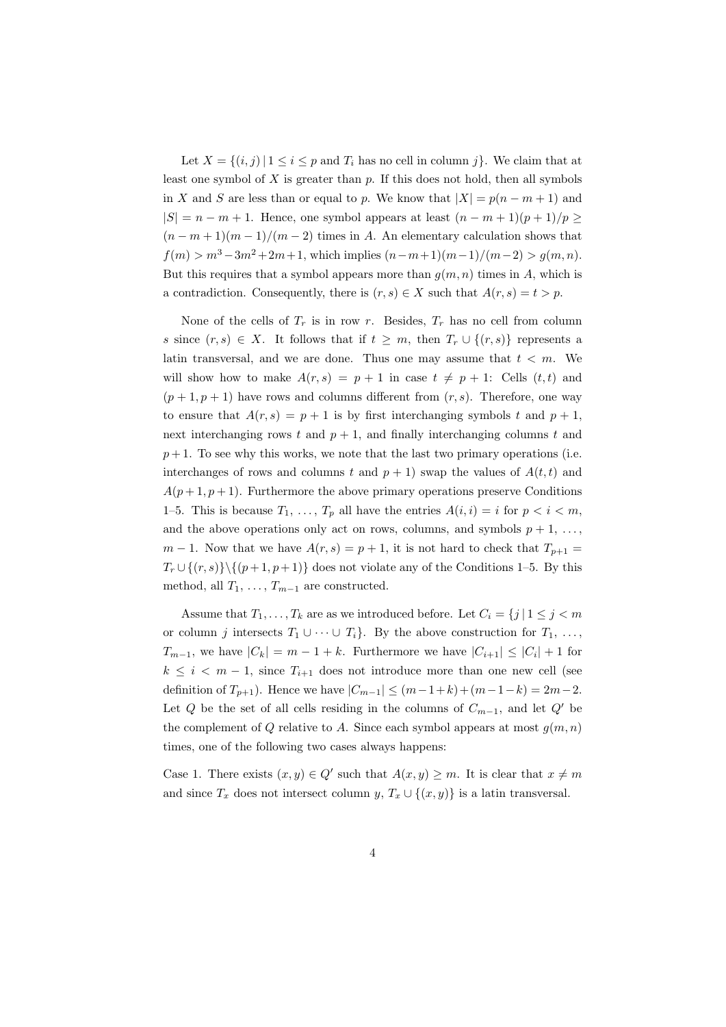Let $X = \{(i,j) \mid 1 \le i \le p$ and $T_i$ has no cell in column $j\}$. We claim that at least one symbol of $X$ is greater than $p$. If this does not hold, then all symbols in $X$ and $S$ are less than or equal to $p$. We know that $|X| = p(n-m+1)$ and $|S| = n-m+1$. Hence, one symbol appears at least $(n-m+1)(p+1)/p \ge (n-m+1)(m-1)/(m-2)$ times in $A$. An elementary calculation shows that $f(m) > m^3 - 3m^2 + 2m + 1$, which implies $(n-m+1)(m-1)/(m-2) > g(m,n)$. But this requires that a symbol appears more than $g(m,n)$ times in $A$, which is a contradiction. Consequently, there is $(r,s) \in X$ such that $A(r,s) = t > p$.

None of the cells of $T_r$ is in row $r$. Besides, $T_r$ has no cell from column $s$ since $(r,s) \in X$. It follows that if $t \ge m$, then $T_r \cup \{(r,s)\}$ represents a latin transversal, and we are done. Thus one may assume that $t < m$. We will show how to make $A(r,s) = p+1$ in case $t \ne p+1$: Cells $(t,t)$ and $(p+1,p+1)$ have rows and columns different from $(r,s)$. Therefore, one way to ensure that $A(r,s) = p+1$ is by first interchanging symbols $t$ and $p+1$, next interchanging rows $t$ and $p+1$, and finally interchanging columns $t$ and $p+1$. To see why this works, we note that the last two primary operations (i.e. interchanges of rows and columns $t$ and $p+1$) swap the values of $A(t,t)$ and $A(p+1,p+1)$. Furthermore the above primary operations preserve Conditions 1–5. This is because $T_1, \ldots, T_p$ all have the entries $A(i,i) = i$ for $p < i < m$, and the above operations only act on rows, columns, and symbols $p+1, \ldots, m-1$. Now that we have $A(r,s) = p+1$, it is not hard to check that $T_{p+1} = T_r \cup \{(r,s)\} \backslash \{(p+1,p+1)\}$ does not violate any of the Conditions 1–5. By this method, all $T_1, \ldots, T_{m-1}$ are constructed.

Assume that $T_1, \ldots, T_k$ are as we introduced before. Let $C_i = \{j \mid 1 \le j < m$ or column $j$ intersects $T_1 \cup \cdots \cup T_i\}$. By the above construction for $T_1, \ldots, T_{m-1}$, we have $|C_k| = m-1+k$. Furthermore we have $|C_{i+1}| \le |C_i| + 1$ for $k \le i < m-1$, since $T_{i+1}$ does not introduce more than one new cell (see definition of $T_{p+1}$). Hence we have $|C_{m-1}| \le (m-1+k) + (m-1-k) = 2m-2$. Let $Q$ be the set of all cells residing in the columns of $C_{m-1}$, and let $Q'$ be the complement of $Q$ relative to $A$. Since each symbol appears at most $g(m,n)$ times, one of the following two cases always happens:

Case 1. There exists $(x,y) \in Q'$ such that $A(x,y) \ge m$. It is clear that $x \ne m$ and since $T_x$ does not intersect column $y$, $T_x \cup \{(x,y)\}$ is a latin transversal.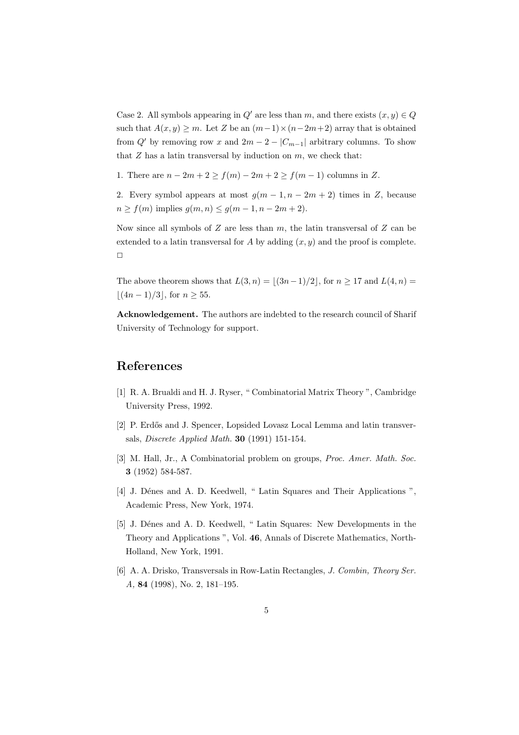Case 2. All symbols appearing in $Q'$ are less than $m$, and there exists $(x, y) \in Q$ such that $A(x, y) \geq m$. Let $Z$ be an $(m-1) \times (n-2m+2)$ array that is obtained from $Q'$ by removing row $x$ and $2m-2-|C_{m-1}|$ arbitrary columns. To show that $Z$ has a latin transversal by induction on $m$, we check that:

1. There are $n - 2m + 2 \geq f(m) - 2m + 2 \geq f(m-1)$ columns in $Z$.

2. Every symbol appears at most $g(m-1, n-2m+2)$ times in $Z$, because $n \geq f(m)$ implies $g(m, n) \leq g(m-1, n-2m+2)$.

Now since all symbols of $Z$ are less than $m$, the latin transversal of $Z$ can be extended to a latin transversal for $A$ by adding $(x, y)$ and the proof is complete. □

The above theorem shows that $L(3, n) = \lfloor (3n-1)/2 \rfloor$, for $n \geq 17$ and $L(4, n) = \lfloor (4n-1)/3 \rfloor$, for $n \geq 55$.

**Acknowledgement.** The authors are indebted to the research council of Sharif University of Technology for support.

## References

[1] R. A. Brualdi and H. J. Ryser, " Combinatorial Matrix Theory ", Cambridge University Press, 1992.

[2] P. Erdős and J. Spencer, Lopsided Lovasz Local Lemma and latin transversals, *Discrete Applied Math.* **30** (1991) 151-154.

[3] M. Hall, Jr., A Combinatorial problem on groups, *Proc. Amer. Math. Soc.* **3** (1952) 584-587.

[4] J. Dénes and A. D. Keedwell, " Latin Squares and Their Applications ", Academic Press, New York, 1974.

[5] J. Dénes and A. D. Keedwell, " Latin Squares: New Developments in the Theory and Applications ", Vol. **46**, Annals of Discrete Mathematics, North-Holland, New York, 1991.

[6] A. A. Drisko, Transversals in Row-Latin Rectangles, *J. Combin, Theory Ser. A,* **84** (1998), No. 2, 181–195.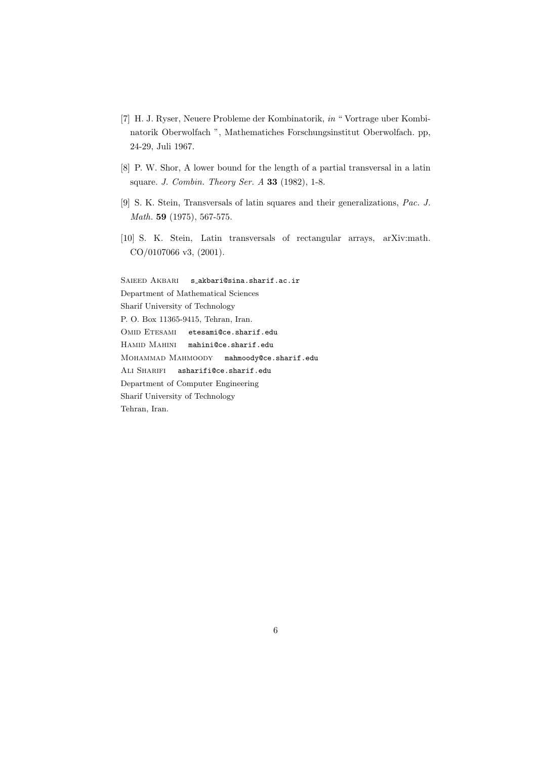[7] H. J. Ryser, Neuere Probleme der Kombinatorik, *in* " Vortrage uber Kombinatorik Oberwolfach ", Mathematiches Forschungsinstitut Oberwolfach. pp, 24-29, Juli 1967.

[8] P. W. Shor, A lower bound for the length of a partial transversal in a latin square. *J. Combin. Theory Ser. A* **33** (1982), 1-8.

[9] S. K. Stein, Transversals of latin squares and their generalizations, *Pac. J. Math.* **59** (1975), 567-575.

[10] S. K. Stein, Latin transversals of rectangular arrays, arXiv:math. CO/0107066 v3, (2001).

Saieed Akbari `s_akbari@sina.sharif.ac.ir`
Department of Mathematical Sciences
Sharif University of Technology
P. O. Box 11365-9415, Tehran, Iran.
Omid Etesami `etesami@ce.sharif.edu`
Hamid Mahini `mahini@ce.sharif.edu`
Mohammad Mahmoody `mahmoody@ce.sharif.edu`
Ali Sharifi `asharifi@ce.sharif.edu`
Department of Computer Engineering
Sharif University of Technology
Tehran, Iran.